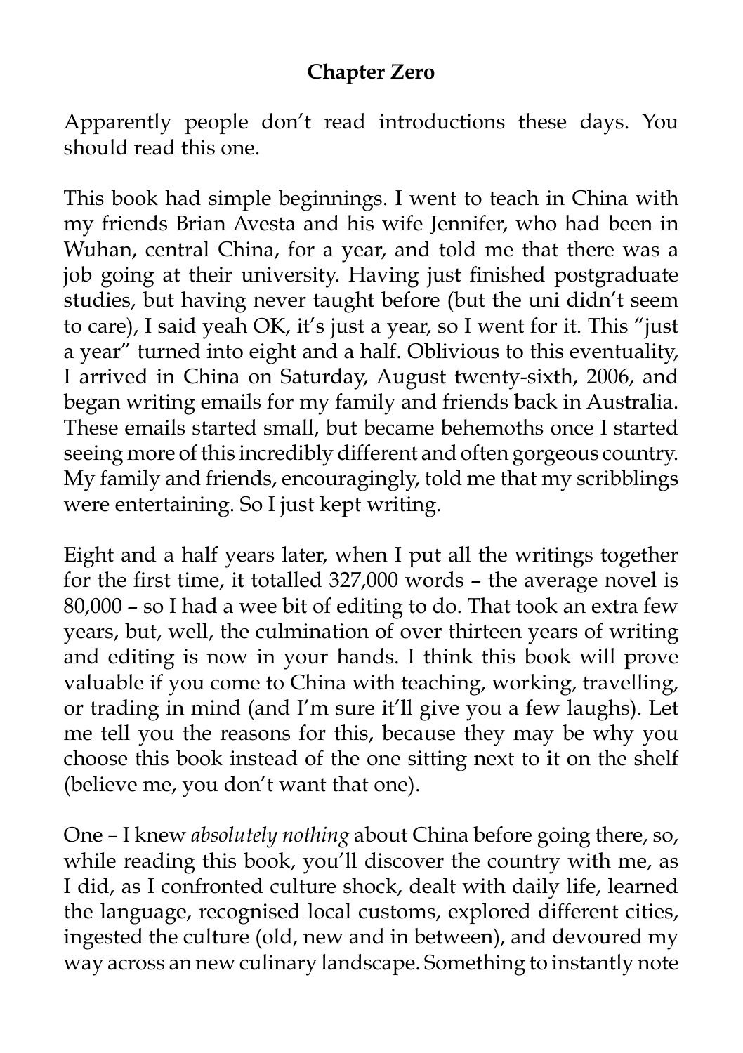# Chapter Zero

Apparently people don't read introductions these days. You should read this one.

This book had simple beginnings. I went to teach in China with my friends Brian Avesta and his wife Jennifer, who had been in Wuhan, central China, for a year, and told me that there was a job going at their university. Having just finished postgraduate studies, but having never taught before (but the uni didn't seem to care), I said yeah OK, it's just a year, so I went for it. This "just a year" turned into eight and a half. Oblivious to this eventuality, I arrived in China on Saturday, August twenty-sixth, 2006, and began writing emails for my family and friends back in Australia. These emails started small, but became behemoths once I started seeing more of this incredibly different and often gorgeous country. My family and friends, encouragingly, told me that my scribblings were entertaining. So I just kept writing.

Eight and a half years later, when I put all the writings together for the first time, it totalled 327,000 words – the average novel is 80,000 – so I had a wee bit of editing to do. That took an extra few years, but, well, the culmination of over thirteen years of writing and editing is now in your hands. I think this book will prove valuable if you come to China with teaching, working, travelling, or trading in mind (and I'm sure it'll give you a few laughs). Let me tell you the reasons for this, because they may be why you choose this book instead of the one sitting next to it on the shelf (believe me, you don't want that one).

One – I knew *absolutely nothing* about China before going there, so, while reading this book, you'll discover the country with me, as I did, as I confronted culture shock, dealt with daily life, learned the language, recognised local customs, explored different cities, ingested the culture (old, new and in between), and devoured my way across an new culinary landscape. Something to instantly note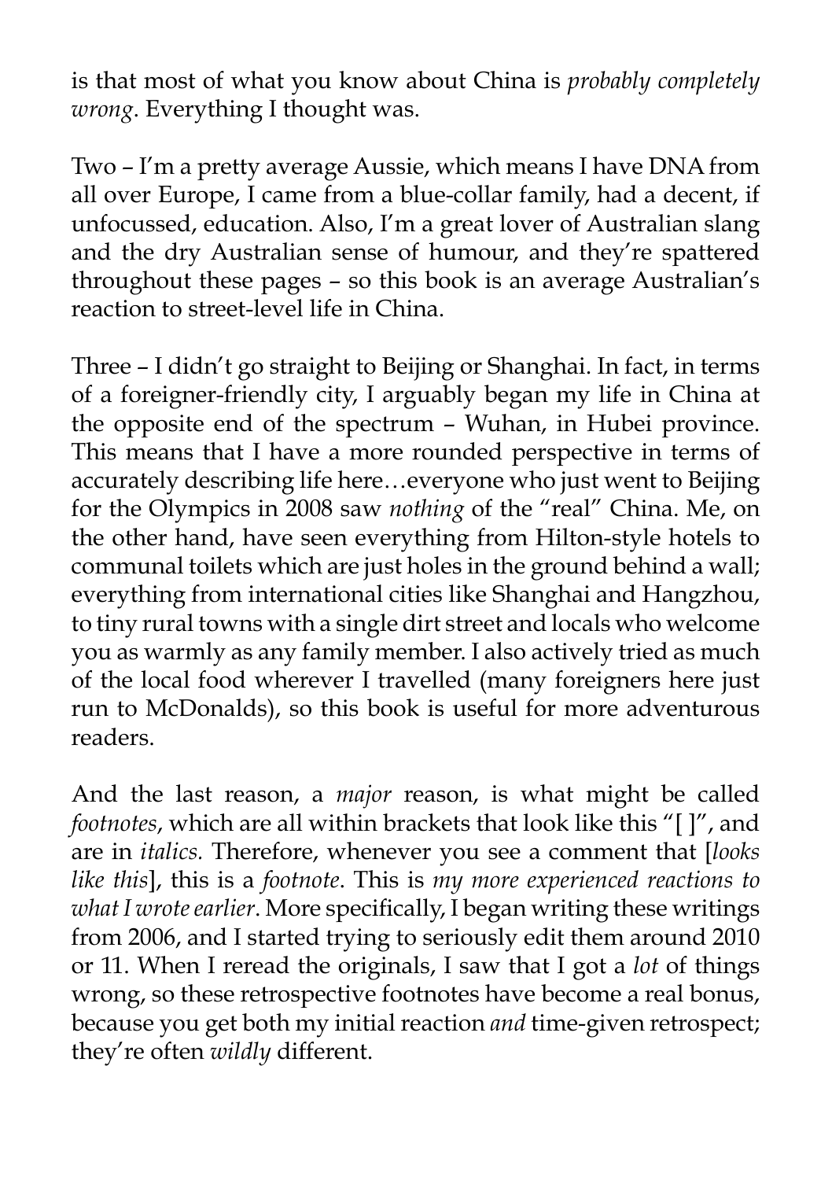is that most of what you know about China is *probably completely wrong*. Everything I thought was.

Two – I'm a pretty average Aussie, which means I have DNA from all over Europe, I came from a blue-collar family, had a decent, if unfocussed, education. Also, I'm a great lover of Australian slang and the dry Australian sense of humour, and they're spattered throughout these pages – so this book is an average Australian's reaction to street-level life in China.

Three – I didn't go straight to Beijing or Shanghai. In fact, in terms of a foreigner-friendly city, I arguably began my life in China at the opposite end of the spectrum – Wuhan, in Hubei province. This means that I have a more rounded perspective in terms of accurately describing life here…everyone who just went to Beijing for the Olympics in 2008 saw *nothing* of the "real" China. Me, on the other hand, have seen everything from Hilton-style hotels to communal toilets which are just holes in the ground behind a wall; everything from international cities like Shanghai and Hangzhou, to tiny rural towns with a single dirt street and locals who welcome you as warmly as any family member. I also actively tried as much of the local food wherever I travelled (many foreigners here just run to McDonalds), so this book is useful for more adventurous readers.

And the last reason, a *major* reason, is what might be called *footnotes*, which are all within brackets that look like this "[ ]", and are in *italics.* Therefore, whenever you see a comment that [*looks like this*], this is a *footnote*. This is *my more experienced reactions to what I wrote earlier*. More specifically, I began writing these writings from 2006, and I started trying to seriously edit them around 2010 or 11. When I reread the originals, I saw that I got a *lot* of things wrong, so these retrospective footnotes have become a real bonus, because you get both my initial reaction *and* time-given retrospect; they're often *wildly* different.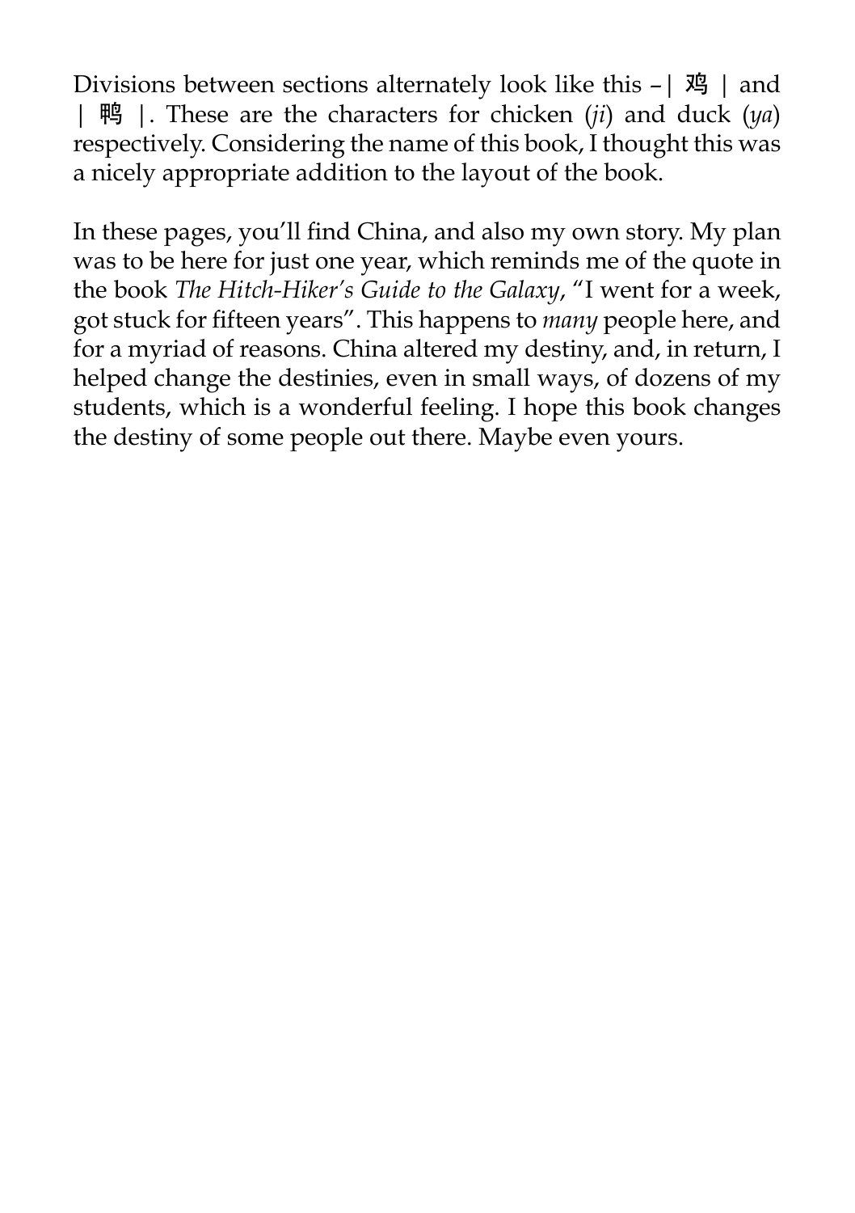Divisions between sections alternately look like this –| 鸡 | and | 鸭 |. These are the characters for chicken (*ji*) and duck (*ya*) respectively. Considering the name of this book, I thought this was a nicely appropriate addition to the layout of the book.

In these pages, you'll find China, and also my own story. My plan was to be here for just one year, which reminds me of the quote in the book *The Hitch-Hiker's Guide to the Galaxy*, "I went for a week, got stuck for fifteen years". This happens to *many* people here, and for a myriad of reasons. China altered my destiny, and, in return, I helped change the destinies, even in small ways, of dozens of my students, which is a wonderful feeling. I hope this book changes the destiny of some people out there. Maybe even yours.